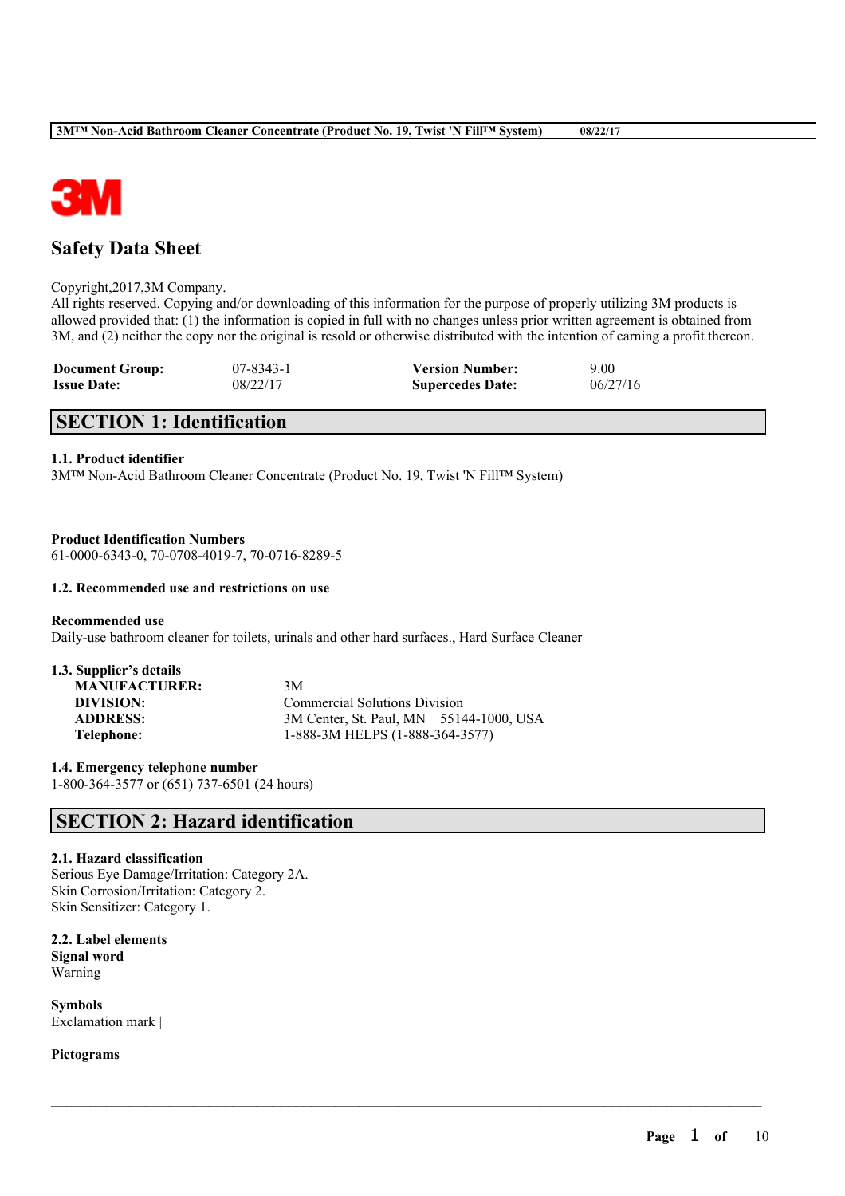# Safety Data Sheet

Copyright,2017,3M Company.
All rights reserved. Copying and/or downloading of this information for the purpose of properly utilizing 3M products is allowed provided that: (1) the information is copied in full with no changes unless prior written agreement is obtained from 3M, and (2) neither the copy nor the original is resold or otherwise distributed with the intention of earning a profit thereon.

| | | | |
|---|---|---|---|
| **Document Group:** | 07-8343-1 | **Version Number:** | 9.00 |
| **Issue Date:** | 08/22/17 | **Supercedes Date:** | 06/27/16 |

## SECTION 1: Identification

**1.1. Product identifier**
3M™ Non-Acid Bathroom Cleaner Concentrate (Product No. 19, Twist 'N Fill™ System)

**Product Identification Numbers**
61-0000-6343-0, 70-0708-4019-7, 70-0716-8289-5

**1.2. Recommended use and restrictions on use**

**Recommended use**
Daily-use bathroom cleaner for toilets, urinals and other hard surfaces., Hard Surface Cleaner

**1.3. Supplier's details**

| | |
|---|---|
| **MANUFACTURER:** | 3M |
| **DIVISION:** | Commercial Solutions Division |
| **ADDRESS:** | 3M Center, St. Paul, MN 55144-1000, USA |
| **Telephone:** | 1-888-3M HELPS (1-888-364-3577) |

**1.4. Emergency telephone number**
1-800-364-3577 or (651) 737-6501 (24 hours)

## SECTION 2: Hazard identification

**2.1. Hazard classification**
Serious Eye Damage/Irritation: Category 2A.
Skin Corrosion/Irritation: Category 2.
Skin Sensitizer: Category 1.

**2.2. Label elements**
**Signal word**
Warning

**Symbols**
Exclamation mark |

**Pictograms**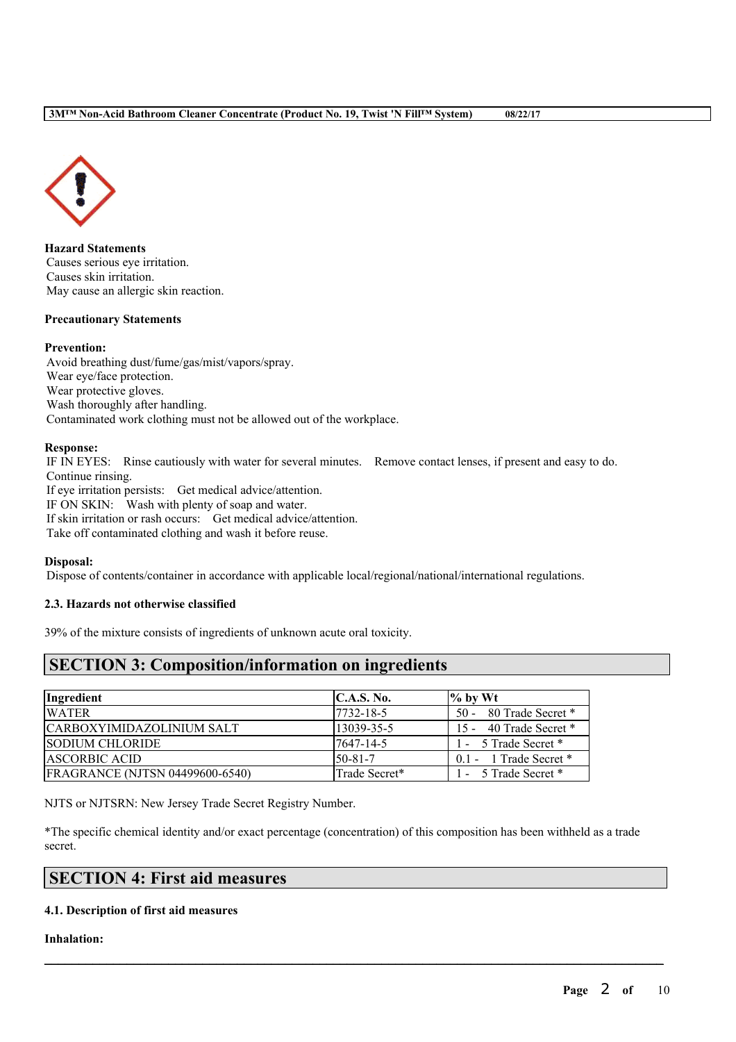**Hazard Statements**
Causes serious eye irritation.
Causes skin irritation.
May cause an allergic skin reaction.

**Precautionary Statements**

**Prevention:**
Avoid breathing dust/fume/gas/mist/vapors/spray.
Wear eye/face protection.
Wear protective gloves.
Wash thoroughly after handling.
Contaminated work clothing must not be allowed out of the workplace.

**Response:**
IF IN EYES: Rinse cautiously with water for several minutes. Remove contact lenses, if present and easy to do. Continue rinsing.
If eye irritation persists: Get medical advice/attention.
IF ON SKIN: Wash with plenty of soap and water.
If skin irritation or rash occurs: Get medical advice/attention.
Take off contaminated clothing and wash it before reuse.

**Disposal:**
Dispose of contents/container in accordance with applicable local/regional/national/international regulations.

#### 2.3. Hazards not otherwise classified

39% of the mixture consists of ingredients of unknown acute oral toxicity.

## SECTION 3: Composition/information on ingredients

| Ingredient | C.A.S. No. | % by Wt |
|---|---|---|
| WATER | 7732-18-5 | 50 - 80 Trade Secret * |
| CARBOXYIMIDAZOLINIUM SALT | 13039-35-5 | 15 - 40 Trade Secret * |
| SODIUM CHLORIDE | 7647-14-5 | 1 - 5 Trade Secret * |
| ASCORBIC ACID | 50-81-7 | 0.1 - 1 Trade Secret * |
| FRAGRANCE (NJTSN 04499600-6540) | Trade Secret* | 1 - 5 Trade Secret * |

NJTS or NJTSRN: New Jersey Trade Secret Registry Number.

*The specific chemical identity and/or exact percentage (concentration) of this composition has been withheld as a trade secret.

## SECTION 4: First aid measures

#### 4.1. Description of first aid measures

**Inhalation:**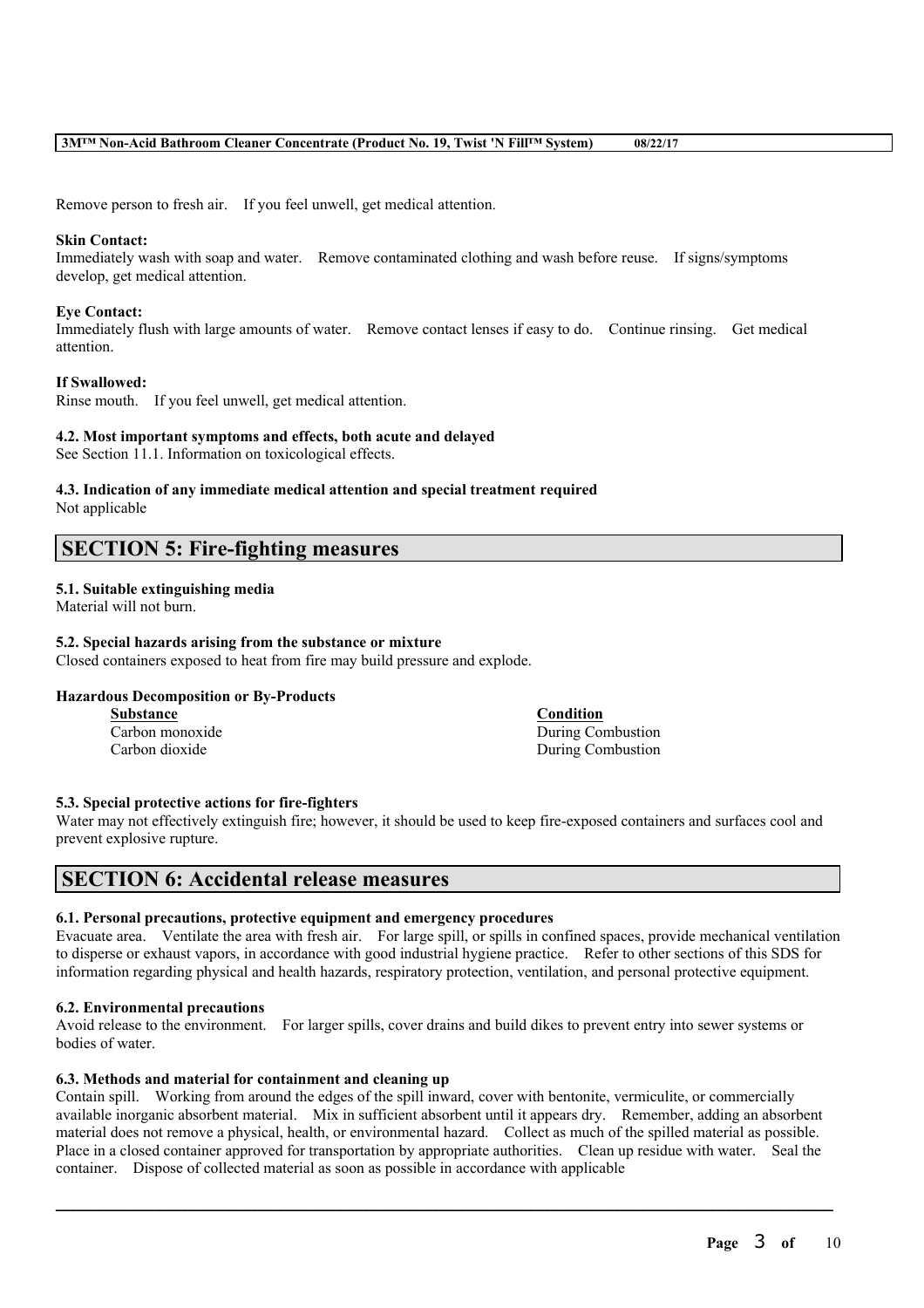Remove person to fresh air. If you feel unwell, get medical attention.

**Skin Contact:**
Immediately wash with soap and water. Remove contaminated clothing and wash before reuse. If signs/symptoms develop, get medical attention.

**Eye Contact:**
Immediately flush with large amounts of water. Remove contact lenses if easy to do. Continue rinsing. Get medical attention.

**If Swallowed:**
Rinse mouth. If you feel unwell, get medical attention.

**4.2. Most important symptoms and effects, both acute and delayed**
See Section 11.1. Information on toxicological effects.

**4.3. Indication of any immediate medical attention and special treatment required**
Not applicable

## SECTION 5: Fire-fighting measures

**5.1. Suitable extinguishing media**
Material will not burn.

**5.2. Special hazards arising from the substance or mixture**
Closed containers exposed to heat from fire may build pressure and explode.

**Hazardous Decomposition or By-Products**

| Substance | Condition |
| --- | --- |
| Carbon monoxide | During Combustion |
| Carbon dioxide | During Combustion |

**5.3. Special protective actions for fire-fighters**
Water may not effectively extinguish fire; however, it should be used to keep fire-exposed containers and surfaces cool and prevent explosive rupture.

## SECTION 6: Accidental release measures

**6.1. Personal precautions, protective equipment and emergency procedures**
Evacuate area. Ventilate the area with fresh air. For large spill, or spills in confined spaces, provide mechanical ventilation to disperse or exhaust vapors, in accordance with good industrial hygiene practice. Refer to other sections of this SDS for information regarding physical and health hazards, respiratory protection, ventilation, and personal protective equipment.

**6.2. Environmental precautions**
Avoid release to the environment. For larger spills, cover drains and build dikes to prevent entry into sewer systems or bodies of water.

**6.3. Methods and material for containment and cleaning up**
Contain spill. Working from around the edges of the spill inward, cover with bentonite, vermiculite, or commercially available inorganic absorbent material. Mix in sufficient absorbent until it appears dry. Remember, adding an absorbent material does not remove a physical, health, or environmental hazard. Collect as much of the spilled material as possible. Place in a closed container approved for transportation by appropriate authorities. Clean up residue with water. Seal the container. Dispose of collected material as soon as possible in accordance with applicable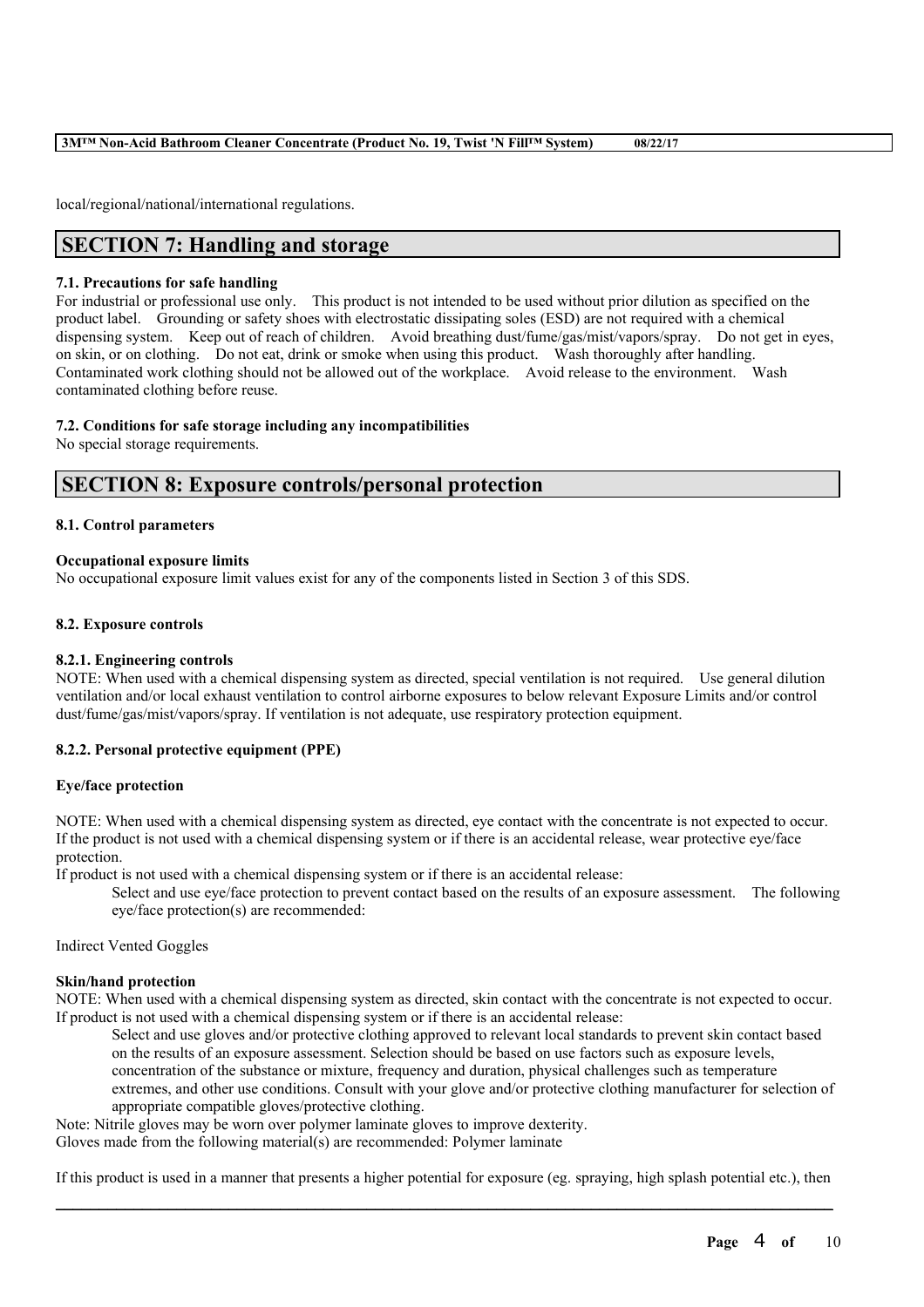local/regional/national/international regulations.

## SECTION 7: Handling and storage

**7.1. Precautions for safe handling**

For industrial or professional use only. This product is not intended to be used without prior dilution as specified on the product label. Grounding or safety shoes with electrostatic dissipating soles (ESD) are not required with a chemical dispensing system. Keep out of reach of children. Avoid breathing dust/fume/gas/mist/vapors/spray. Do not get in eyes, on skin, or on clothing. Do not eat, drink or smoke when using this product. Wash thoroughly after handling. Contaminated work clothing should not be allowed out of the workplace. Avoid release to the environment. Wash contaminated clothing before reuse.

**7.2. Conditions for safe storage including any incompatibilities**

No special storage requirements.

## SECTION 8: Exposure controls/personal protection

**8.1. Control parameters**

**Occupational exposure limits**

No occupational exposure limit values exist for any of the components listed in Section 3 of this SDS.

**8.2. Exposure controls**

**8.2.1. Engineering controls**

NOTE: When used with a chemical dispensing system as directed, special ventilation is not required. Use general dilution ventilation and/or local exhaust ventilation to control airborne exposures to below relevant Exposure Limits and/or control dust/fume/gas/mist/vapors/spray. If ventilation is not adequate, use respiratory protection equipment.

**8.2.2. Personal protective equipment (PPE)**

**Eye/face protection**

NOTE: When used with a chemical dispensing system as directed, eye contact with the concentrate is not expected to occur. If the product is not used with a chemical dispensing system or if there is an accidental release, wear protective eye/face protection.

If product is not used with a chemical dispensing system or if there is an accidental release:

Select and use eye/face protection to prevent contact based on the results of an exposure assessment. The following eye/face protection(s) are recommended:

Indirect Vented Goggles

**Skin/hand protection**

NOTE: When used with a chemical dispensing system as directed, skin contact with the concentrate is not expected to occur. If product is not used with a chemical dispensing system or if there is an accidental release:

Select and use gloves and/or protective clothing approved to relevant local standards to prevent skin contact based on the results of an exposure assessment. Selection should be based on use factors such as exposure levels, concentration of the substance or mixture, frequency and duration, physical challenges such as temperature extremes, and other use conditions. Consult with your glove and/or protective clothing manufacturer for selection of appropriate compatible gloves/protective clothing.

Note: Nitrile gloves may be worn over polymer laminate gloves to improve dexterity.

Gloves made from the following material(s) are recommended: Polymer laminate

If this product is used in a manner that presents a higher potential for exposure (eg. spraying, high splash potential etc.), then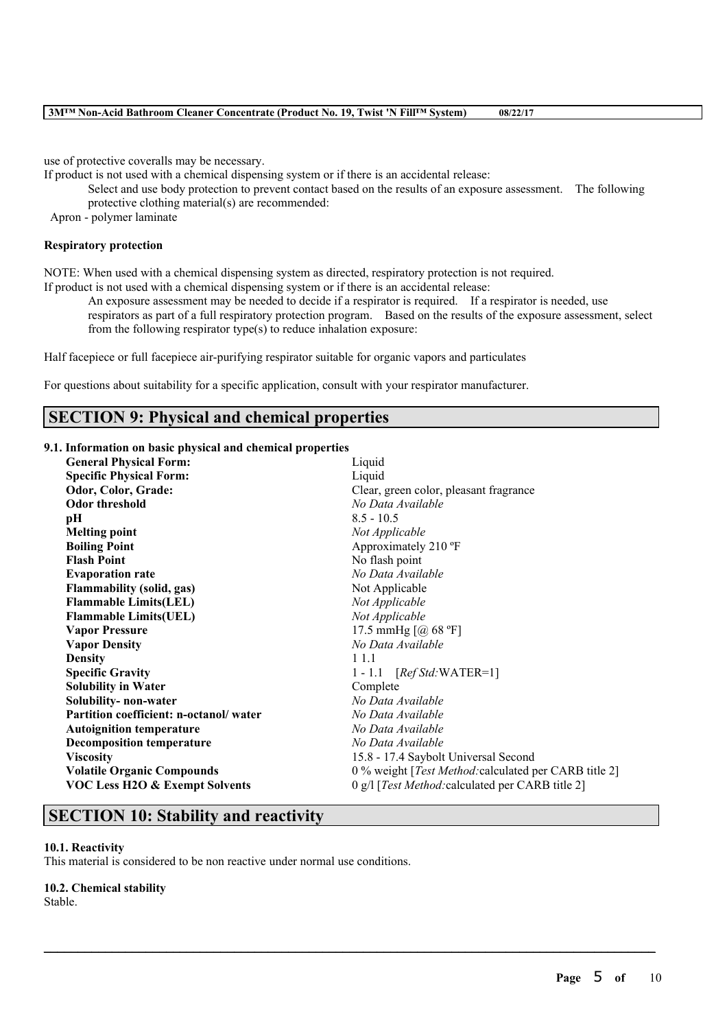use of protective coveralls may be necessary.

If product is not used with a chemical dispensing system or if there is an accidental release:

Select and use body protection to prevent contact based on the results of an exposure assessment. The following protective clothing material(s) are recommended:

Apron - polymer laminate

**Respiratory protection**

NOTE: When used with a chemical dispensing system as directed, respiratory protection is not required.

If product is not used with a chemical dispensing system or if there is an accidental release:

An exposure assessment may be needed to decide if a respirator is required. If a respirator is needed, use respirators as part of a full respiratory protection program. Based on the results of the exposure assessment, select from the following respirator type(s) to reduce inhalation exposure:

Half facepiece or full facepiece air-purifying respirator suitable for organic vapors and particulates

For questions about suitability for a specific application, consult with your respirator manufacturer.

## SECTION 9: Physical and chemical properties

**9.1. Information on basic physical and chemical properties**

| | |
|---|---|
| **General Physical Form:** | Liquid |
| **Specific Physical Form:** | Liquid |
| **Odor, Color, Grade:** | Clear, green color, pleasant fragrance |
| **Odor threshold** | *No Data Available* |
| **pH** | 8.5 - 10.5 |
| **Melting point** | *Not Applicable* |
| **Boiling Point** | Approximately 210 ºF |
| **Flash Point** | No flash point |
| **Evaporation rate** | *No Data Available* |
| **Flammability (solid, gas)** | Not Applicable |
| **Flammable Limits(LEL)** | *Not Applicable* |
| **Flammable Limits(UEL)** | *Not Applicable* |
| **Vapor Pressure** | 17.5 mmHg [@ 68 ºF] |
| **Vapor Density** | *No Data Available* |
| **Density** | 1 1.1 |
| **Specific Gravity** | 1 - 1.1 [*Ref Std:*WATER=1] |
| **Solubility in Water** | Complete |
| **Solubility- non-water** | *No Data Available* |
| **Partition coefficient: n-octanol/ water** | *No Data Available* |
| **Autoignition temperature** | *No Data Available* |
| **Decomposition temperature** | *No Data Available* |
| **Viscosity** | 15.8 - 17.4 Saybolt Universal Second |
| **Volatile Organic Compounds** | 0 % weight [*Test Method:*calculated per CARB title 2] |
| **VOC Less H2O & Exempt Solvents** | 0 g/l [*Test Method:*calculated per CARB title 2] |

## SECTION 10: Stability and reactivity

**10.1. Reactivity**

This material is considered to be non reactive under normal use conditions.

**10.2. Chemical stability**

Stable.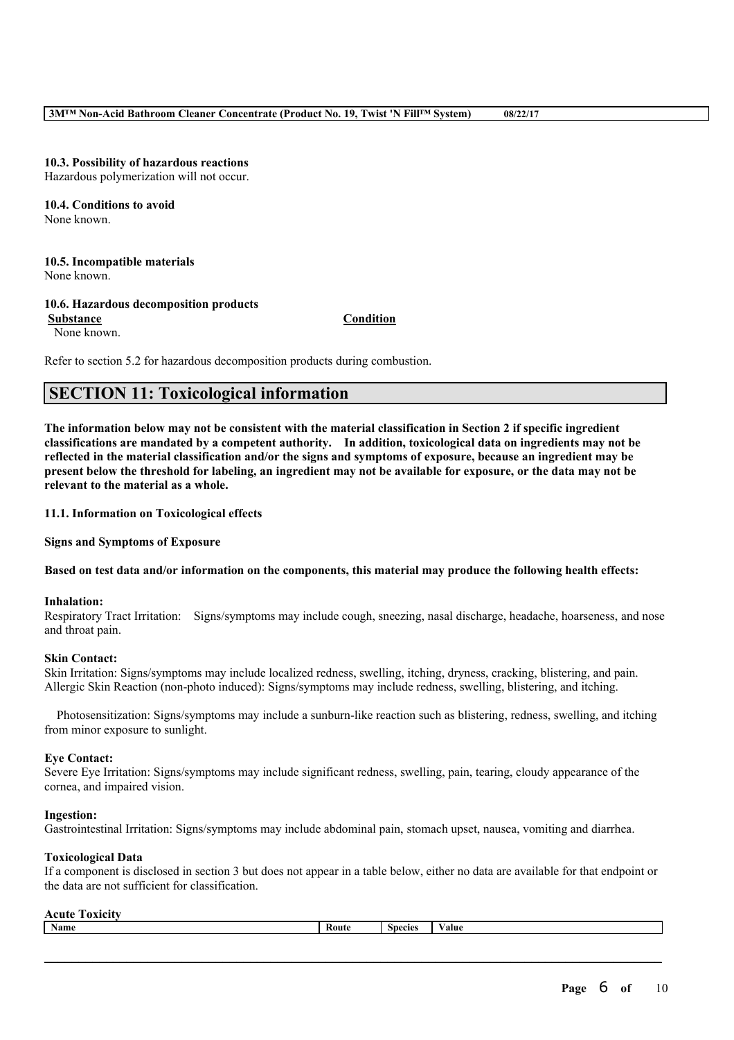**10.3. Possibility of hazardous reactions**
Hazardous polymerization will not occur.

**10.4. Conditions to avoid**
None known.

**10.5. Incompatible materials**
None known.

**10.6. Hazardous decomposition products**

| Substance | Condition |
| --- | --- |
| None known. | |

Refer to section 5.2 for hazardous decomposition products during combustion.

## SECTION 11: Toxicological information

**The information below may not be consistent with the material classification in Section 2 if specific ingredient classifications are mandated by a competent authority. In addition, toxicological data on ingredients may not be reflected in the material classification and/or the signs and symptoms of exposure, because an ingredient may be present below the threshold for labeling, an ingredient may not be available for exposure, or the data may not be relevant to the material as a whole.**

**11.1. Information on Toxicological effects**

**Signs and Symptoms of Exposure**

**Based on test data and/or information on the components, this material may produce the following health effects:**

**Inhalation:**
Respiratory Tract Irritation: Signs/symptoms may include cough, sneezing, nasal discharge, headache, hoarseness, and nose and throat pain.

**Skin Contact:**
Skin Irritation: Signs/symptoms may include localized redness, swelling, itching, dryness, cracking, blistering, and pain.
Allergic Skin Reaction (non-photo induced): Signs/symptoms may include redness, swelling, blistering, and itching.

Photosensitization: Signs/symptoms may include a sunburn-like reaction such as blistering, redness, swelling, and itching from minor exposure to sunlight.

**Eye Contact:**
Severe Eye Irritation: Signs/symptoms may include significant redness, swelling, pain, tearing, cloudy appearance of the cornea, and impaired vision.

**Ingestion:**
Gastrointestinal Irritation: Signs/symptoms may include abdominal pain, stomach upset, nausea, vomiting and diarrhea.

**Toxicological Data**
If a component is disclosed in section 3 but does not appear in a table below, either no data are available for that endpoint or the data are not sufficient for classification.

**Acute Toxicity**

| Name | Route | Species | Value |
| --- | --- | --- | --- |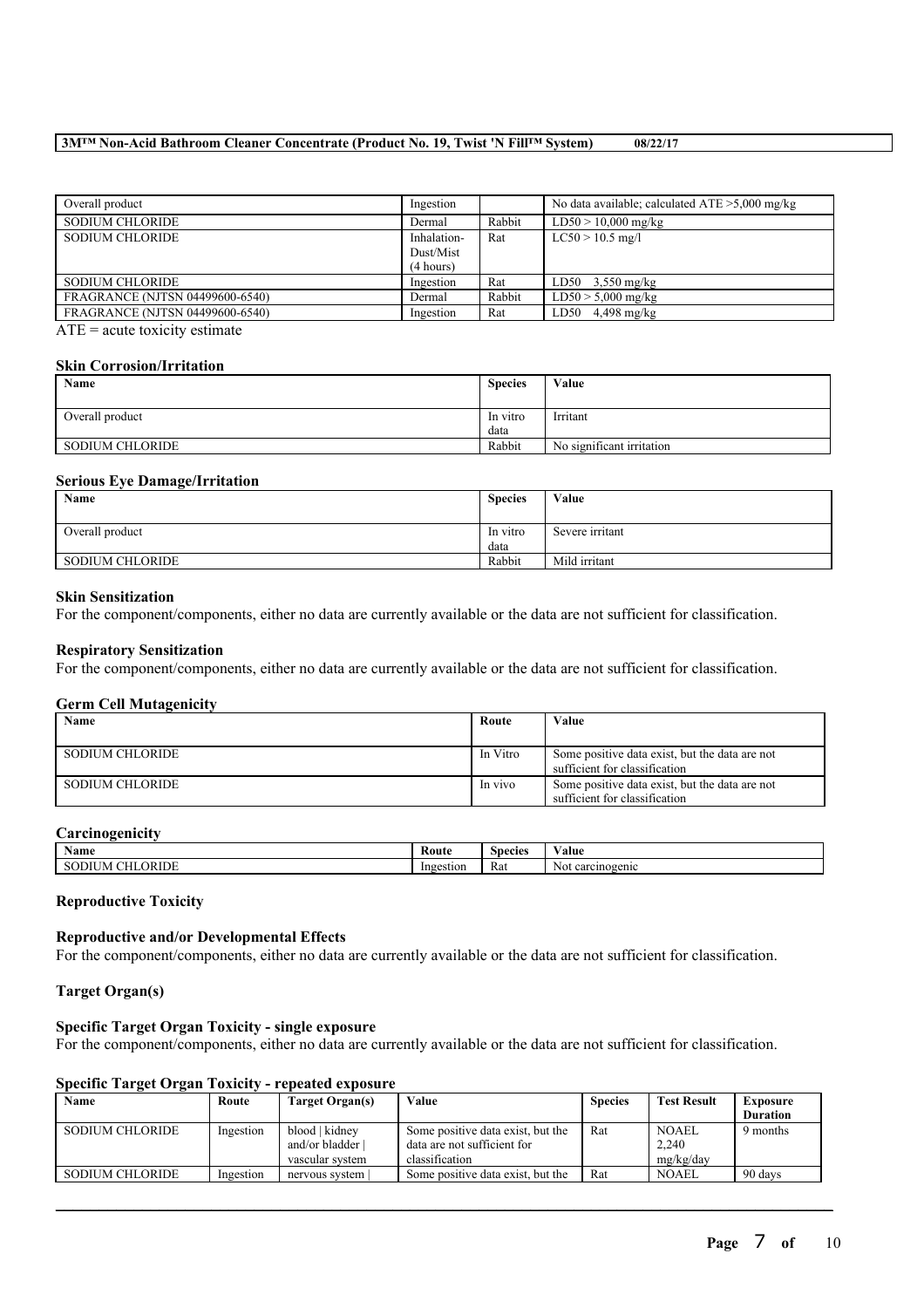| Overall product | Ingestion | | No data available; calculated ATE >5,000 mg/kg |
| --- | --- | --- | --- |
| SODIUM CHLORIDE | Dermal | Rabbit | LD50 > 10,000 mg/kg |
| SODIUM CHLORIDE | Inhalation-Dust/Mist (4 hours) | Rat | LC50 > 10.5 mg/l |
| SODIUM CHLORIDE | Ingestion | Rat | LD50 3,550 mg/kg |
| FRAGRANCE (NJTSN 04499600-6540) | Dermal | Rabbit | LD50 > 5,000 mg/kg |
| FRAGRANCE (NJTSN 04499600-6540) | Ingestion | Rat | LD50 4,498 mg/kg |

ATE = acute toxicity estimate

### Skin Corrosion/Irritation

| Name | Species | Value |
| --- | --- | --- |
| Overall product | In vitro data | Irritant |
| SODIUM CHLORIDE | Rabbit | No significant irritation |

### Serious Eye Damage/Irritation

| Name | Species | Value |
| --- | --- | --- |
| Overall product | In vitro data | Severe irritant |
| SODIUM CHLORIDE | Rabbit | Mild irritant |

### Skin Sensitization

For the component/components, either no data are currently available or the data are not sufficient for classification.

### Respiratory Sensitization

For the component/components, either no data are currently available or the data are not sufficient for classification.

### Germ Cell Mutagenicity

| Name | Route | Value |
| --- | --- | --- |
| SODIUM CHLORIDE | In Vitro | Some positive data exist, but the data are not sufficient for classification |
| SODIUM CHLORIDE | In vivo | Some positive data exist, but the data are not sufficient for classification |

### Carcinogenicity

| Name | Route | Species | Value |
| --- | --- | --- | --- |
| SODIUM CHLORIDE | Ingestion | Rat | Not carcinogenic |

### Reproductive Toxicity

#### Reproductive and/or Developmental Effects

For the component/components, either no data are currently available or the data are not sufficient for classification.

### Target Organ(s)

#### Specific Target Organ Toxicity - single exposure

For the component/components, either no data are currently available or the data are not sufficient for classification.

#### Specific Target Organ Toxicity - repeated exposure

| Name | Route | Target Organ(s) | Value | Species | Test Result | Exposure Duration |
| --- | --- | --- | --- | --- | --- | --- |
| SODIUM CHLORIDE | Ingestion | blood \| kidney and/or bladder \| vascular system | Some positive data exist, but the data are not sufficient for classification | Rat | NOAEL 2,240 mg/kg/day | 9 months |
| SODIUM CHLORIDE | Ingestion | nervous system \| | Some positive data exist, but the | Rat | NOAEL | 90 days |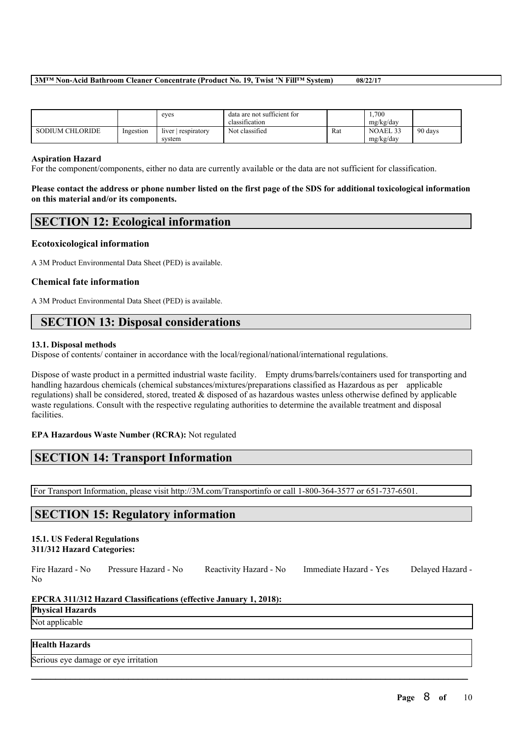| | | eyes | data are not sufficient for classification | | 1,700 mg/kg/day | |
|---|---|---|---|---|---|---|
| SODIUM CHLORIDE | Ingestion | liver \| respiratory system | Not classified | Rat | NOAEL 33 mg/kg/day | 90 days |

**Aspiration Hazard**

For the component/components, either no data are currently available or the data are not sufficient for classification.

**Please contact the address or phone number listed on the first page of the SDS for additional toxicological information on this material and/or its components.**

## SECTION 12: Ecological information

### Ecotoxicological information

A 3M Product Environmental Data Sheet (PED) is available.

### Chemical fate information

A 3M Product Environmental Data Sheet (PED) is available.

## SECTION 13: Disposal considerations

**13.1. Disposal methods**

Dispose of contents/ container in accordance with the local/regional/national/international regulations.

Dispose of waste product in a permitted industrial waste facility. Empty drums/barrels/containers used for transporting and handling hazardous chemicals (chemical substances/mixtures/preparations classified as Hazardous as per applicable regulations) shall be considered, stored, treated & disposed of as hazardous wastes unless otherwise defined by applicable waste regulations. Consult with the respective regulating authorities to determine the available treatment and disposal facilities.

**EPA Hazardous Waste Number (RCRA):** Not regulated

## SECTION 14: Transport Information

For Transport Information, please visit http://3M.com/Transportinfo or call 1-800-364-3577 or 651-737-6501.

## SECTION 15: Regulatory information

**15.1. US Federal Regulations**

**311/312 Hazard Categories:**

Fire Hazard - No    Pressure Hazard - No    Reactivity Hazard - No    Immediate Hazard - Yes    Delayed Hazard - No

**EPCRA 311/312 Hazard Classifications (effective January 1, 2018):**

| **Physical Hazards** |
|---|
| Not applicable |

| **Health Hazards** |
|---|
| Serious eye damage or eye irritation |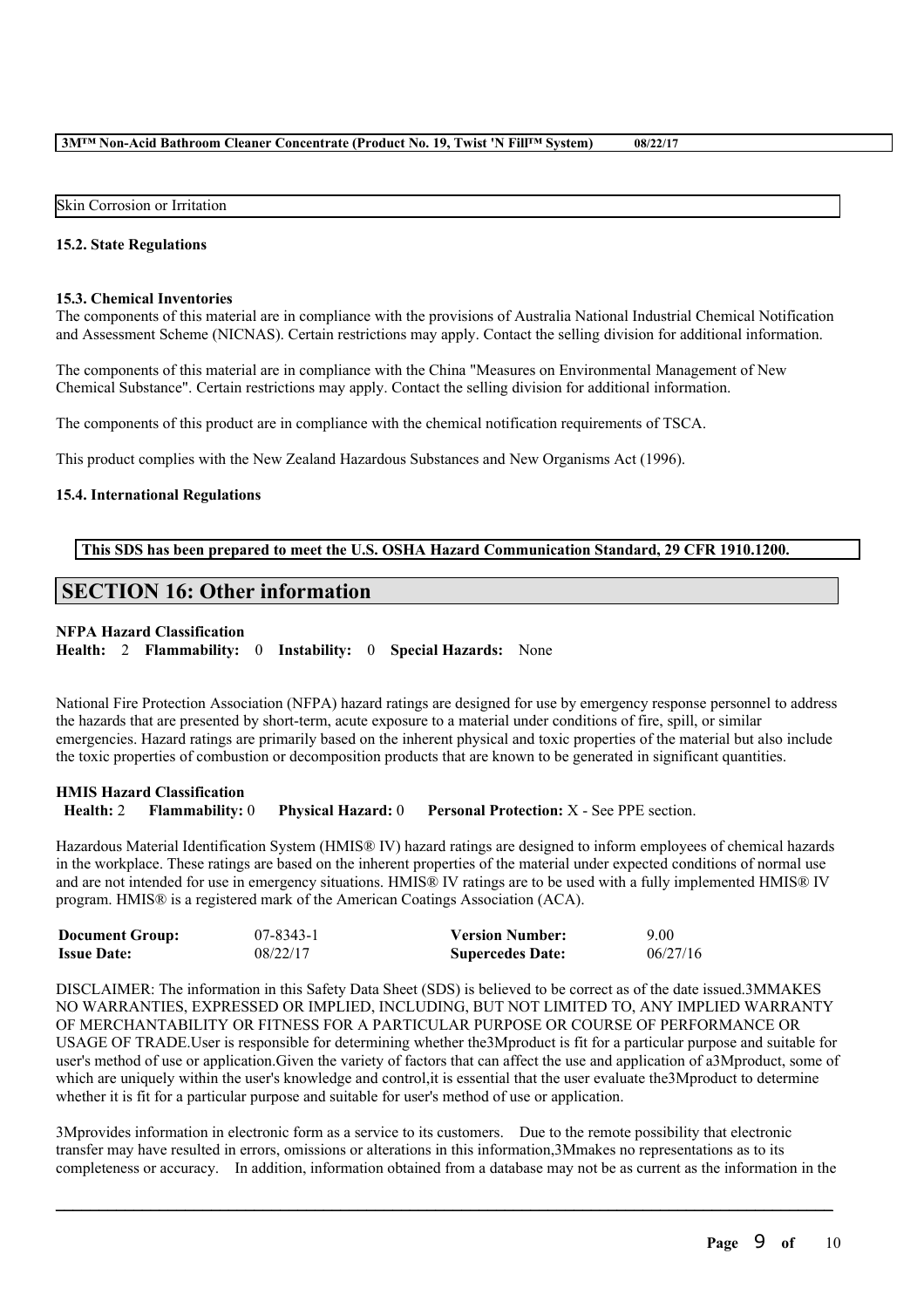Skin Corrosion or Irritation

### 15.2. State Regulations

### 15.3. Chemical Inventories

The components of this material are in compliance with the provisions of Australia National Industrial Chemical Notification and Assessment Scheme (NICNAS). Certain restrictions may apply. Contact the selling division for additional information.

The components of this material are in compliance with the China "Measures on Environmental Management of New Chemical Substance". Certain restrictions may apply. Contact the selling division for additional information.

The components of this product are in compliance with the chemical notification requirements of TSCA.

This product complies with the New Zealand Hazardous Substances and New Organisms Act (1996).

### 15.4. International Regulations

**This SDS has been prepared to meet the U.S. OSHA Hazard Communication Standard, 29 CFR 1910.1200.**

## SECTION 16: Other information

**NFPA Hazard Classification**

**Health:** 2 **Flammability:** 0 **Instability:** 0 **Special Hazards:** None

National Fire Protection Association (NFPA) hazard ratings are designed for use by emergency response personnel to address the hazards that are presented by short-term, acute exposure to a material under conditions of fire, spill, or similar emergencies. Hazard ratings are primarily based on the inherent physical and toxic properties of the material but also include the toxic properties of combustion or decomposition products that are known to be generated in significant quantities.

**HMIS Hazard Classification**

**Health:** 2 **Flammability:** 0 **Physical Hazard:** 0 **Personal Protection:** X - See PPE section.

Hazardous Material Identification System (HMIS® IV) hazard ratings are designed to inform employees of chemical hazards in the workplace. These ratings are based on the inherent properties of the material under expected conditions of normal use and are not intended for use in emergency situations. HMIS® IV ratings are to be used with a fully implemented HMIS® IV program. HMIS® is a registered mark of the American Coatings Association (ACA).

| **Document Group:** | 07-8343-1 | **Version Number:** | 9.00 |
|---|---|---|---|
| **Issue Date:** | 08/22/17 | **Supercedes Date:** | 06/27/16 |

DISCLAIMER: The information in this Safety Data Sheet (SDS) is believed to be correct as of the date issued.3MMAKES NO WARRANTIES, EXPRESSED OR IMPLIED, INCLUDING, BUT NOT LIMITED TO, ANY IMPLIED WARRANTY OF MERCHANTABILITY OR FITNESS FOR A PARTICULAR PURPOSE OR COURSE OF PERFORMANCE OR USAGE OF TRADE.User is responsible for determining whether the3Mproduct is fit for a particular purpose and suitable for user's method of use or application.Given the variety of factors that can affect the use and application of a3Mproduct, some of which are uniquely within the user's knowledge and control,it is essential that the user evaluate the3Mproduct to determine whether it is fit for a particular purpose and suitable for user's method of use or application.

3Mprovides information in electronic form as a service to its customers. Due to the remote possibility that electronic transfer may have resulted in errors, omissions or alterations in this information,3Mmakes no representations as to its completeness or accuracy. In addition, information obtained from a database may not be as current as the information in the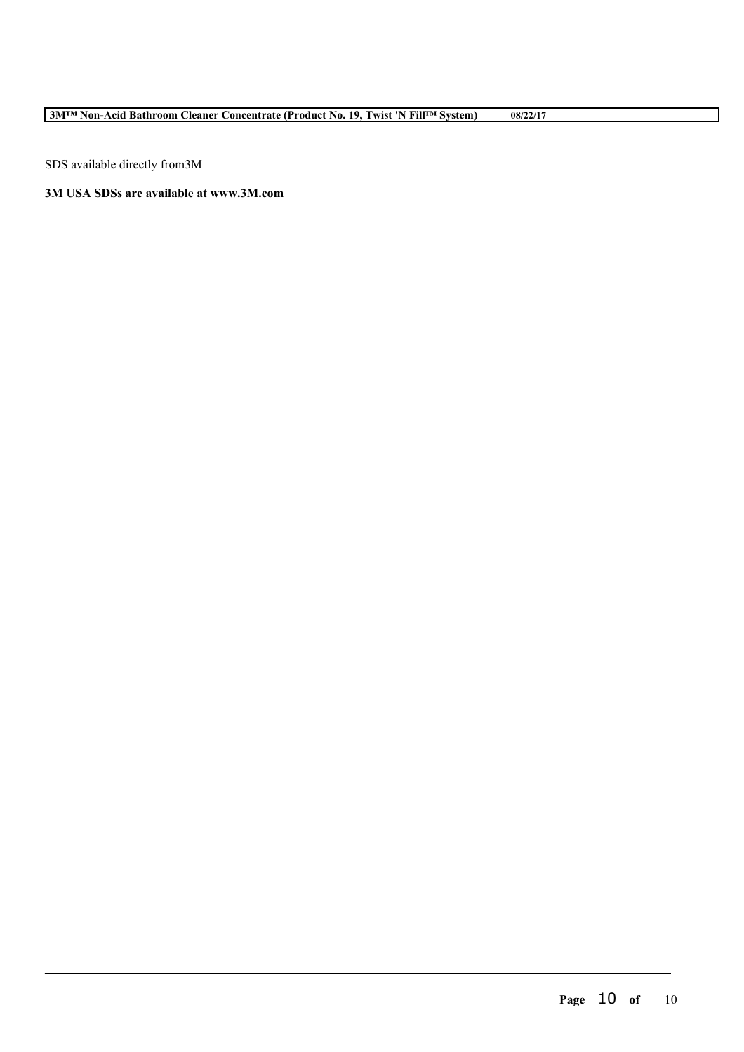SDS available directly from3M

**3M USA SDSs are available at www.3M.com**